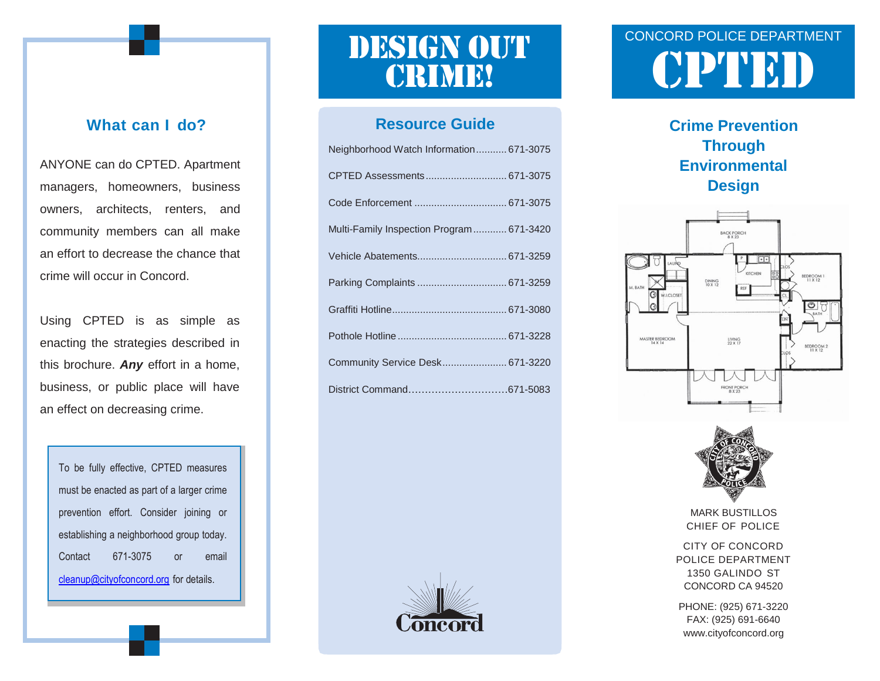## What can I do?

ANYONE can do CPTED. Apartment managers, homeowners, business owners, architects, renters, and community members can all make an effort to decrease the chance that crime will occur in Concord.

Using CPTED is as simple as enacting the strategies described in this brochure. ***Any*** effort in a home, business, or public place will have an effect on decreasing crime.

> To be fully effective, CPTED measures must be enacted as part of a larger crime prevention effort. Consider joining or establishing a neighborhood group today. Contact 671-3075 or email cleanup@cityofconcord.org for details.

# DESIGN OUT CRIME!

## Resource Guide

| Resource | Phone |
|---|---|
| Neighborhood Watch Information | 671-3075 |
| CPTED Assessments | 671-3075 |
| Code Enforcement | 671-3075 |
| Multi-Family Inspection Program | 671-3420 |
| Vehicle Abatements | 671-3259 |
| Parking Complaints | 671-3259 |
| Graffiti Hotline | 671-3080 |
| Pothole Hotline | 671-3228 |
| Community Service Desk | 671-3220 |
| District Command | 671-5083 |

Concord

CONCORD POLICE DEPARTMENT

# CPTED

## Crime Prevention Through Environmental Design

MARK BUSTILLOS
CHIEF OF POLICE

CITY OF CONCORD
POLICE DEPARTMENT
1350 GALINDO ST
CONCORD CA 94520

PHONE: (925) 671-3220
FAX: (925) 691-6640
www.cityofconcord.org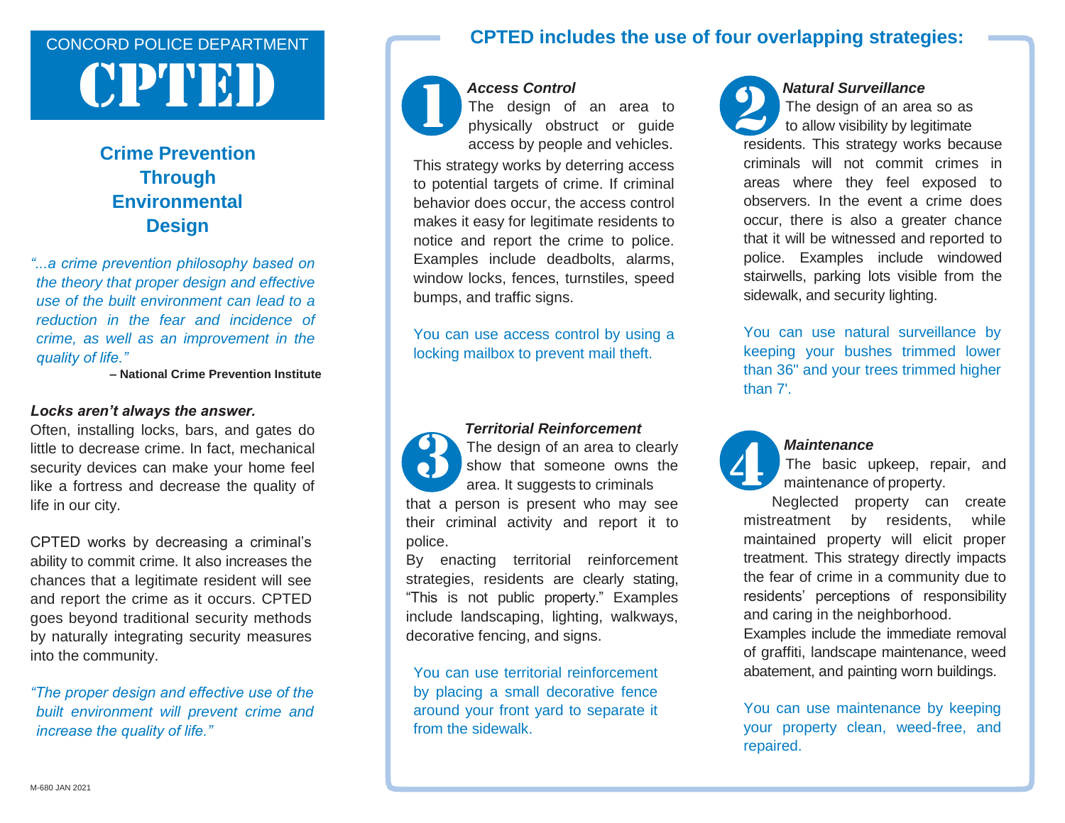CONCORD POLICE DEPARTMENT

# CPTED

## Crime Prevention Through Environmental Design

*"...a crime prevention philosophy based on the theory that proper design and effective use of the built environment can lead to a reduction in the fear and incidence of crime, as well as an improvement in the quality of life."*

**– National Crime Prevention Institute**

***Locks aren't always the answer.***
Often, installing locks, bars, and gates do little to decrease crime. In fact, mechanical security devices can make your home feel like a fortress and decrease the quality of life in our city.

CPTED works by decreasing a criminal's ability to commit crime. It also increases the chances that a legitimate resident will see and report the crime as it occurs. CPTED goes beyond traditional security methods by naturally integrating security measures into the community.

*"The proper design and effective use of the built environment will prevent crime and increase the quality of life."*

M-680 JAN 2021

## CPTED includes the use of four overlapping strategies:

### 1 *Access Control*

The design of an area to physically obstruct or guide access by people and vehicles.

This strategy works by deterring access to potential targets of crime. If criminal behavior does occur, the access control makes it easy for legitimate residents to notice and report the crime to police. Examples include deadbolts, alarms, window locks, fences, turnstiles, speed bumps, and traffic signs.

You can use access control by using a locking mailbox to prevent mail theft.

### 2 *Natural Surveillance*

The design of an area so as to allow visibility by legitimate residents. This strategy works because criminals will not commit crimes in areas where they feel exposed to observers. In the event a crime does occur, there is also a greater chance that it will be witnessed and reported to police. Examples include windowed stairwells, parking lots visible from the sidewalk, and security lighting.

You can use natural surveillance by keeping your bushes trimmed lower than 36" and your trees trimmed higher than 7'.

### 3 *Territorial Reinforcement*

The design of an area to clearly show that someone owns the area. It suggests to criminals that a person is present who may see their criminal activity and report it to police.

By enacting territorial reinforcement strategies, residents are clearly stating, "This is not public property." Examples include landscaping, lighting, walkways, decorative fencing, and signs.

You can use territorial reinforcement by placing a small decorative fence around your front yard to separate it from the sidewalk.

### 4 *Maintenance*

The basic upkeep, repair, and maintenance of property.

Neglected property can create mistreatment by residents, while maintained property will elicit proper treatment. This strategy directly impacts the fear of crime in a community due to residents' perceptions of responsibility and caring in the neighborhood.

Examples include the immediate removal of graffiti, landscape maintenance, weed abatement, and painting worn buildings.

You can use maintenance by keeping your property clean, weed-free, and repaired.